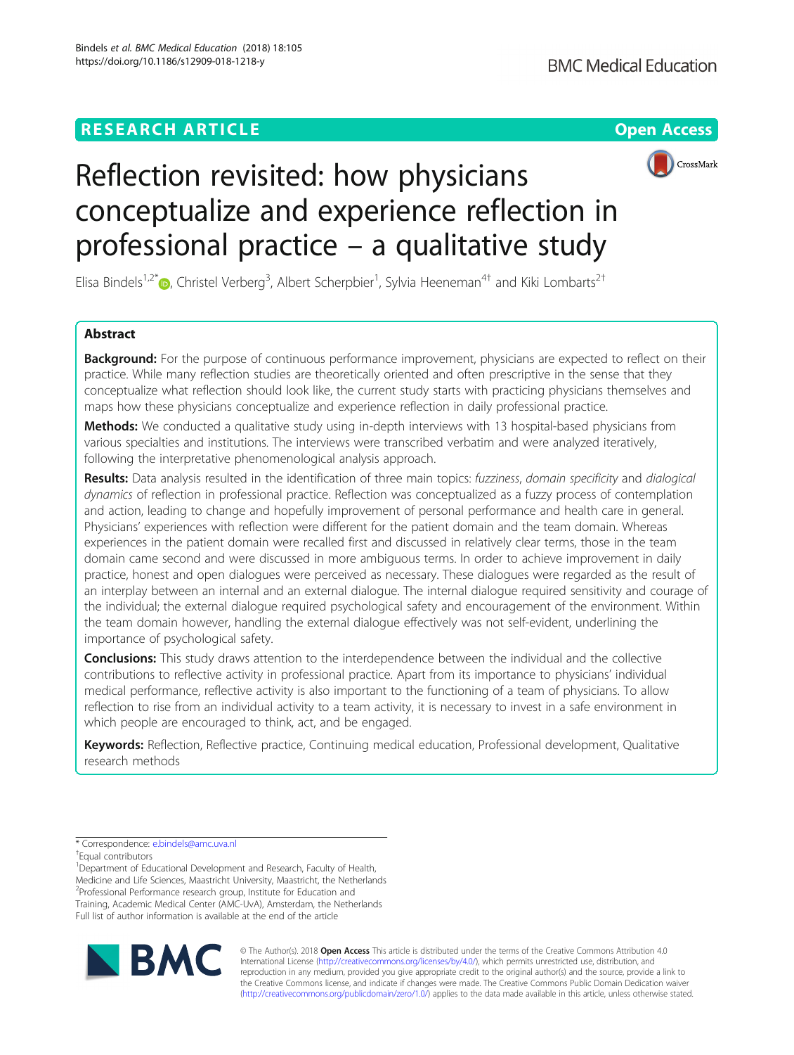RESEARCH ARTICLE

Open Access

# Reflection revisited: how physicians conceptualize and experience reflection in professional practice – a qualitative study

Elisa Bindels[1,2*], Christel Verberg[3], Albert Scherpbier[1], Sylvia Heeneman[4†] and Kiki Lombarts[2†]

## Abstract

**Background:** For the purpose of continuous performance improvement, physicians are expected to reflect on their practice. While many reflection studies are theoretically oriented and often prescriptive in the sense that they conceptualize what reflection should look like, the current study starts with practicing physicians themselves and maps how these physicians conceptualize and experience reflection in daily professional practice.

**Methods:** We conducted a qualitative study using in-depth interviews with 13 hospital-based physicians from various specialties and institutions. The interviews were transcribed verbatim and were analyzed iteratively, following the interpretative phenomenological analysis approach.

**Results:** Data analysis resulted in the identification of three main topics: *fuzziness*, *domain specificity* and *dialogical dynamics* of reflection in professional practice. Reflection was conceptualized as a fuzzy process of contemplation and action, leading to change and hopefully improvement of personal performance and health care in general. Physicians' experiences with reflection were different for the patient domain and the team domain. Whereas experiences in the patient domain were recalled first and discussed in relatively clear terms, those in the team domain came second and were discussed in more ambiguous terms. In order to achieve improvement in daily practice, honest and open dialogues were perceived as necessary. These dialogues were regarded as the result of an interplay between an internal and an external dialogue. The internal dialogue required sensitivity and courage of the individual; the external dialogue required psychological safety and encouragement of the environment. Within the team domain however, handling the external dialogue effectively was not self-evident, underlining the importance of psychological safety.

**Conclusions:** This study draws attention to the interdependence between the individual and the collective contributions to reflective activity in professional practice. Apart from its importance to physicians' individual medical performance, reflective activity is also important to the functioning of a team of physicians. To allow reflection to rise from an individual activity to a team activity, it is necessary to invest in a safe environment in which people are encouraged to think, act, and be engaged.

**Keywords:** Reflection, Reflective practice, Continuing medical education, Professional development, Qualitative research methods

---

* Correspondence: e.bindels@amc.uva.nl
†Equal contributors
[1]Department of Educational Development and Research, Faculty of Health, Medicine and Life Sciences, Maastricht University, Maastricht, the Netherlands
[2]Professional Performance research group, Institute for Education and Training, Academic Medical Center (AMC-UvA), Amsterdam, the Netherlands
Full list of author information is available at the end of the article

© The Author(s). 2018 **Open Access** This article is distributed under the terms of the Creative Commons Attribution 4.0 International License (http://creativecommons.org/licenses/by/4.0/), which permits unrestricted use, distribution, and reproduction in any medium, provided you give appropriate credit to the original author(s) and the source, provide a link to the Creative Commons license, and indicate if changes were made. The Creative Commons Public Domain Dedication waiver (http://creativecommons.org/publicdomain/zero/1.0/) applies to the data made available in this article, unless otherwise stated.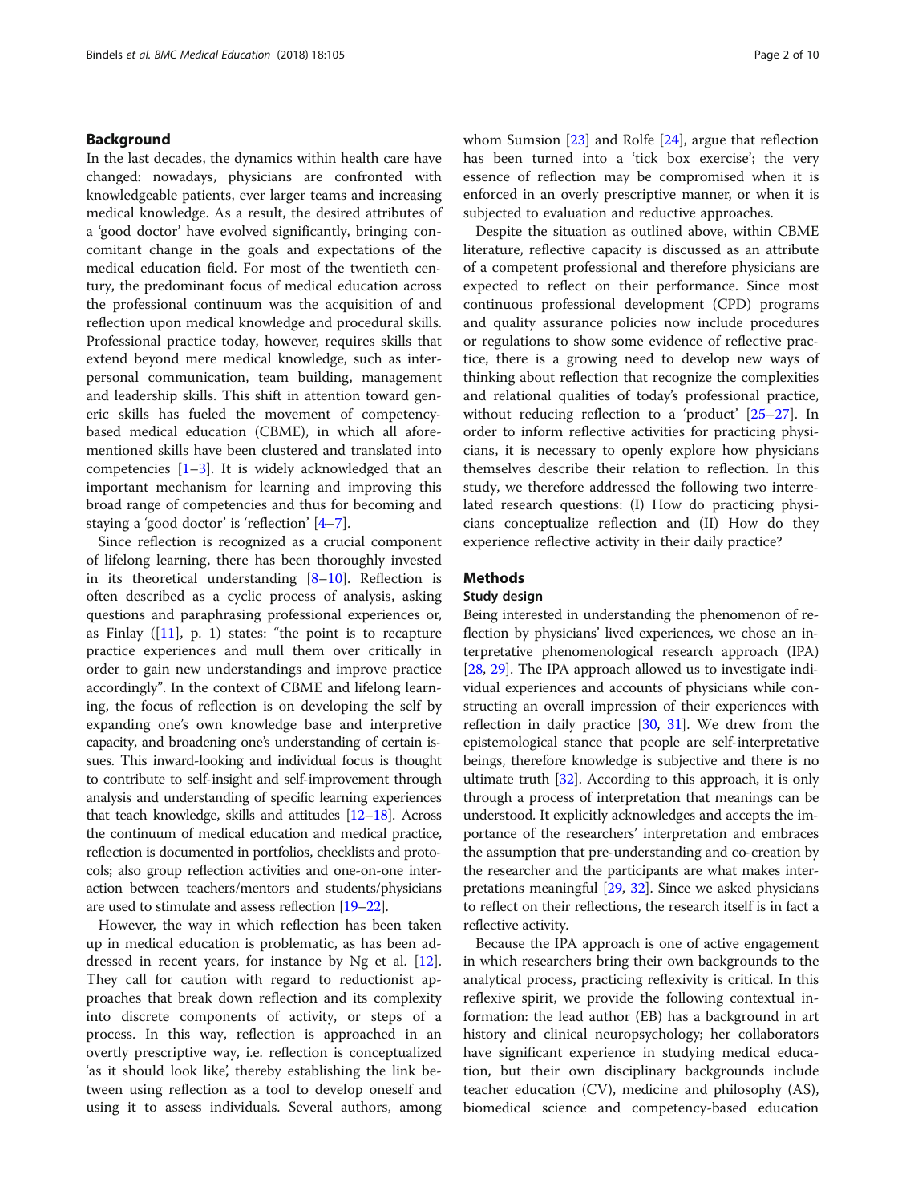## Background

In the last decades, the dynamics within health care have changed: nowadays, physicians are confronted with knowledgeable patients, ever larger teams and increasing medical knowledge. As a result, the desired attributes of a 'good doctor' have evolved significantly, bringing concomitant change in the goals and expectations of the medical education field. For most of the twentieth century, the predominant focus of medical education across the professional continuum was the acquisition of and reflection upon medical knowledge and procedural skills. Professional practice today, however, requires skills that extend beyond mere medical knowledge, such as interpersonal communication, team building, management and leadership skills. This shift in attention toward generic skills has fueled the movement of competency-based medical education (CBME), in which all aforementioned skills have been clustered and translated into competencies [1–3]. It is widely acknowledged that an important mechanism for learning and improving this broad range of competencies and thus for becoming and staying a 'good doctor' is 'reflection' [4–7].

Since reflection is recognized as a crucial component of lifelong learning, there has been thoroughly invested in its theoretical understanding [8–10]. Reflection is often described as a cyclic process of analysis, asking questions and paraphrasing professional experiences or, as Finlay ([11], p. 1) states: "the point is to recapture practice experiences and mull them over critically in order to gain new understandings and improve practice accordingly". In the context of CBME and lifelong learning, the focus of reflection is on developing the self by expanding one's own knowledge base and interpretive capacity, and broadening one's understanding of certain issues. This inward-looking and individual focus is thought to contribute to self-insight and self-improvement through analysis and understanding of specific learning experiences that teach knowledge, skills and attitudes [12–18]. Across the continuum of medical education and medical practice, reflection is documented in portfolios, checklists and protocols; also group reflection activities and one-on-one interaction between teachers/mentors and students/physicians are used to stimulate and assess reflection [19–22].

However, the way in which reflection has been taken up in medical education is problematic, as has been addressed in recent years, for instance by Ng et al. [12]. They call for caution with regard to reductionist approaches that break down reflection and its complexity into discrete components of activity, or steps of a process. In this way, reflection is approached in an overtly prescriptive way, i.e. reflection is conceptualized 'as it should look like', thereby establishing the link between using reflection as a tool to develop oneself and using it to assess individuals. Several authors, among whom Sumsion [23] and Rolfe [24], argue that reflection has been turned into a 'tick box exercise'; the very essence of reflection may be compromised when it is enforced in an overly prescriptive manner, or when it is subjected to evaluation and reductive approaches.

Despite the situation as outlined above, within CBME literature, reflective capacity is discussed as an attribute of a competent professional and therefore physicians are expected to reflect on their performance. Since most continuous professional development (CPD) programs and quality assurance policies now include procedures or regulations to show some evidence of reflective practice, there is a growing need to develop new ways of thinking about reflection that recognize the complexities and relational qualities of today's professional practice, without reducing reflection to a 'product' [25–27]. In order to inform reflective activities for practicing physicians, it is necessary to openly explore how physicians themselves describe their relation to reflection. In this study, we therefore addressed the following two interrelated research questions: (I) How do practicing physicians conceptualize reflection and (II) How do they experience reflective activity in their daily practice?

## Methods

### Study design

Being interested in understanding the phenomenon of reflection by physicians' lived experiences, we chose an interpretative phenomenological research approach (IPA) [28, 29]. The IPA approach allowed us to investigate individual experiences and accounts of physicians while constructing an overall impression of their experiences with reflection in daily practice [30, 31]. We drew from the epistemological stance that people are self-interpretative beings, therefore knowledge is subjective and there is no ultimate truth [32]. According to this approach, it is only through a process of interpretation that meanings can be understood. It explicitly acknowledges and accepts the importance of the researchers' interpretation and embraces the assumption that pre-understanding and co-creation by the researcher and the participants are what makes interpretations meaningful [29, 32]. Since we asked physicians to reflect on their reflections, the research itself is in fact a reflective activity.

Because the IPA approach is one of active engagement in which researchers bring their own backgrounds to the analytical process, practicing reflexivity is critical. In this reflexive spirit, we provide the following contextual information: the lead author (EB) has a background in art history and clinical neuropsychology; her collaborators have significant experience in studying medical education, but their own disciplinary backgrounds include teacher education (CV), medicine and philosophy (AS), biomedical science and competency-based education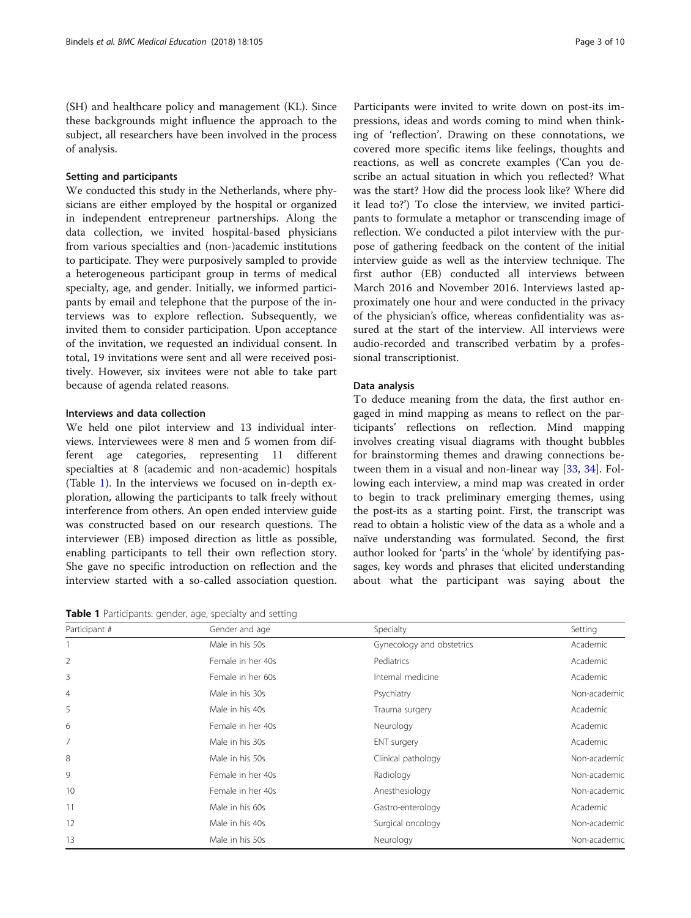(SH) and healthcare policy and management (KL). Since these backgrounds might influence the approach to the subject, all researchers have been involved in the process of analysis.

### Setting and participants

We conducted this study in the Netherlands, where physicians are either employed by the hospital or organized in independent entrepreneur partnerships. Along the data collection, we invited hospital-based physicians from various specialties and (non-)academic institutions to participate. They were purposively sampled to provide a heterogeneous participant group in terms of medical specialty, age, and gender. Initially, we informed participants by email and telephone that the purpose of the interviews was to explore reflection. Subsequently, we invited them to consider participation. Upon acceptance of the invitation, we requested an individual consent. In total, 19 invitations were sent and all were received positively. However, six invitees were not able to take part because of agenda related reasons.

### Interviews and data collection

We held one pilot interview and 13 individual interviews. Interviewees were 8 men and 5 women from different age categories, representing 11 different specialties at 8 (academic and non-academic) hospitals (Table 1). In the interviews we focused on in-depth exploration, allowing the participants to talk freely without interference from others. An open ended interview guide was constructed based on our research questions. The interviewer (EB) imposed direction as little as possible, enabling participants to tell their own reflection story. She gave no specific introduction on reflection and the interview started with a so-called association question. Participants were invited to write down on post-its impressions, ideas and words coming to mind when thinking of 'reflection'. Drawing on these connotations, we covered more specific items like feelings, thoughts and reactions, as well as concrete examples ('Can you describe an actual situation in which you reflected? What was the start? How did the process look like? Where did it lead to?') To close the interview, we invited participants to formulate a metaphor or transcending image of reflection. We conducted a pilot interview with the purpose of gathering feedback on the content of the initial interview guide as well as the interview technique. The first author (EB) conducted all interviews between March 2016 and November 2016. Interviews lasted approximately one hour and were conducted in the privacy of the physician's office, whereas confidentiality was assured at the start of the interview. All interviews were audio-recorded and transcribed verbatim by a professional transcriptionist.

### Data analysis

To deduce meaning from the data, the first author engaged in mind mapping as means to reflect on the participants' reflections on reflection. Mind mapping involves creating visual diagrams with thought bubbles for brainstorming themes and drawing connections between them in a visual and non-linear way [33, 34]. Following each interview, a mind map was created in order to begin to track preliminary emerging themes, using the post-its as a starting point. First, the transcript was read to obtain a holistic view of the data as a whole and a naïve understanding was formulated. Second, the first author looked for 'parts' in the 'whole' by identifying passages, key words and phrases that elicited understanding about what the participant was saying about the

**Table 1** Participants: gender, age, specialty and setting

| Participant # | Gender and age | Specialty | Setting |
|---|---|---|---|
| 1 | Male in his 50s | Gynecology and obstetrics | Academic |
| 2 | Female in her 40s | Pediatrics | Academic |
| 3 | Female in her 60s | Internal medicine | Academic |
| 4 | Male in his 30s | Psychiatry | Non-academic |
| 5 | Male in his 40s | Trauma surgery | Academic |
| 6 | Female in her 40s | Neurology | Academic |
| 7 | Male in his 30s | ENT surgery | Academic |
| 8 | Male in his 50s | Clinical pathology | Non-academic |
| 9 | Female in her 40s | Radiology | Non-academic |
| 10 | Female in her 40s | Anesthesiology | Non-academic |
| 11 | Male in his 60s | Gastro-enterology | Academic |
| 12 | Male in his 40s | Surgical oncology | Non-academic |
| 13 | Male in his 50s | Neurology | Non-academic |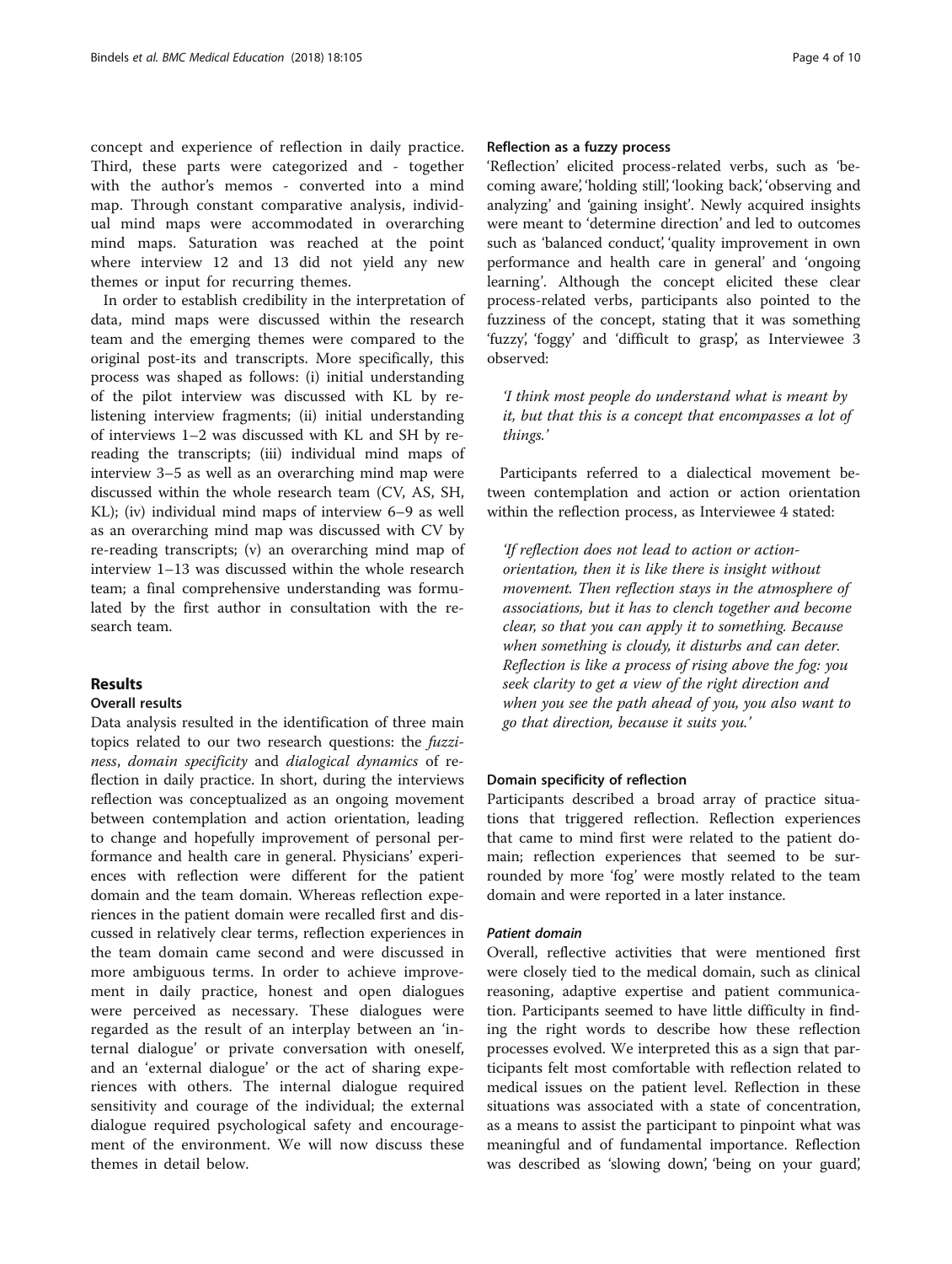concept and experience of reflection in daily practice. Third, these parts were categorized and - together with the author's memos - converted into a mind map. Through constant comparative analysis, individual mind maps were accommodated in overarching mind maps. Saturation was reached at the point where interview 12 and 13 did not yield any new themes or input for recurring themes.

In order to establish credibility in the interpretation of data, mind maps were discussed within the research team and the emerging themes were compared to the original post-its and transcripts. More specifically, this process was shaped as follows: (i) initial understanding of the pilot interview was discussed with KL by re-listening interview fragments; (ii) initial understanding of interviews 1–2 was discussed with KL and SH by re-reading the transcripts; (iii) individual mind maps of interview 3–5 as well as an overarching mind map were discussed within the whole research team (CV, AS, SH, KL); (iv) individual mind maps of interview 6–9 as well as an overarching mind map was discussed with CV by re-reading transcripts; (v) an overarching mind map of interview 1–13 was discussed within the whole research team; a final comprehensive understanding was formulated by the first author in consultation with the research team.

## Results

### Overall results

Data analysis resulted in the identification of three main topics related to our two research questions: the *fuzziness*, *domain specificity* and *dialogical dynamics* of reflection in daily practice. In short, during the interviews reflection was conceptualized as an ongoing movement between contemplation and action orientation, leading to change and hopefully improvement of personal performance and health care in general. Physicians' experiences with reflection were different for the patient domain and the team domain. Whereas reflection experiences in the patient domain were recalled first and discussed in relatively clear terms, reflection experiences in the team domain came second and were discussed in more ambiguous terms. In order to achieve improvement in daily practice, honest and open dialogues were perceived as necessary. These dialogues were regarded as the result of an interplay between an 'internal dialogue' or private conversation with oneself, and an 'external dialogue' or the act of sharing experiences with others. The internal dialogue required sensitivity and courage of the individual; the external dialogue required psychological safety and encouragement of the environment. We will now discuss these themes in detail below.

### Reflection as a fuzzy process

'Reflection' elicited process-related verbs, such as 'becoming aware', 'holding still', 'looking back', 'observing and analyzing' and 'gaining insight'. Newly acquired insights were meant to 'determine direction' and led to outcomes such as 'balanced conduct', 'quality improvement in own performance and health care in general' and 'ongoing learning'. Although the concept elicited these clear process-related verbs, participants also pointed to the fuzziness of the concept, stating that it was something 'fuzzy', 'foggy' and 'difficult to grasp', as Interviewee 3 observed:

> *'I think most people do understand what is meant by it, but that this is a concept that encompasses a lot of things.'*

Participants referred to a dialectical movement between contemplation and action or action orientation within the reflection process, as Interviewee 4 stated:

> *'If reflection does not lead to action or action-orientation, then it is like there is insight without movement. Then reflection stays in the atmosphere of associations, but it has to clench together and become clear, so that you can apply it to something. Because when something is cloudy, it disturbs and can deter. Reflection is like a process of rising above the fog: you seek clarity to get a view of the right direction and when you see the path ahead of you, you also want to go that direction, because it suits you.'*

### Domain specificity of reflection

Participants described a broad array of practice situations that triggered reflection. Reflection experiences that came to mind first were related to the patient domain; reflection experiences that seemed to be surrounded by more 'fog' were mostly related to the team domain and were reported in a later instance.

#### *Patient domain*

Overall, reflective activities that were mentioned first were closely tied to the medical domain, such as clinical reasoning, adaptive expertise and patient communication. Participants seemed to have little difficulty in finding the right words to describe how these reflection processes evolved. We interpreted this as a sign that participants felt most comfortable with reflection related to medical issues on the patient level. Reflection in these situations was associated with a state of concentration, as a means to assist the participant to pinpoint what was meaningful and of fundamental importance. Reflection was described as 'slowing down', 'being on your guard',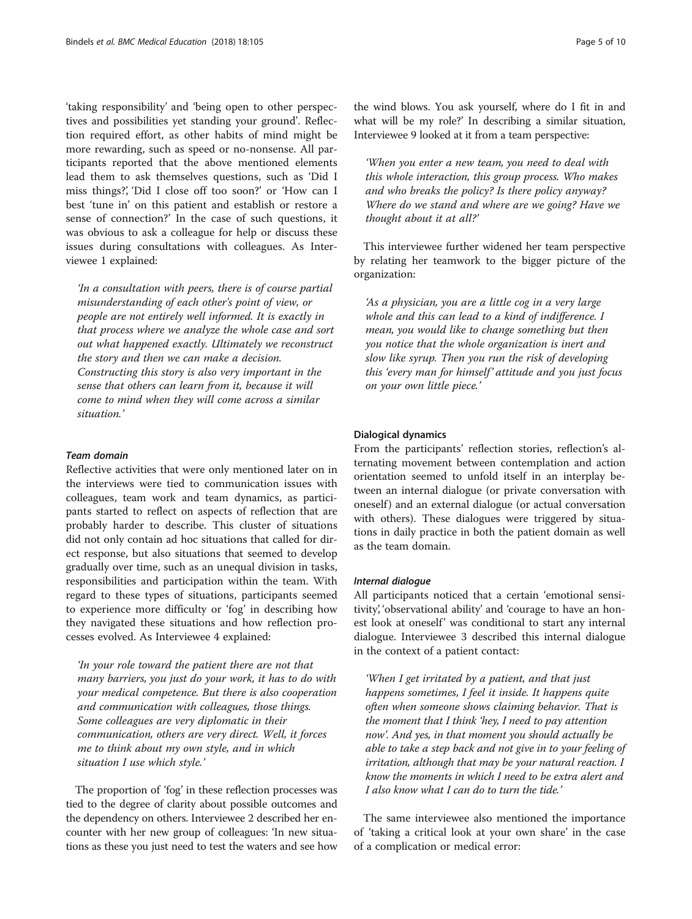'taking responsibility' and 'being open to other perspectives and possibilities yet standing your ground'. Reflection required effort, as other habits of mind might be more rewarding, such as speed or no-nonsense. All participants reported that the above mentioned elements lead them to ask themselves questions, such as 'Did I miss things?', 'Did I close off too soon?' or 'How can I best 'tune in' on this patient and establish or restore a sense of connection?' In the case of such questions, it was obvious to ask a colleague for help or discuss these issues during consultations with colleagues. As Interviewee 1 explained:

> *'In a consultation with peers, there is of course partial misunderstanding of each other's point of view, or people are not entirely well informed. It is exactly in that process where we analyze the whole case and sort out what happened exactly. Ultimately we reconstruct the story and then we can make a decision. Constructing this story is also very important in the sense that others can learn from it, because it will come to mind when they will come across a similar situation.'*

#### Team domain

Reflective activities that were only mentioned later on in the interviews were tied to communication issues with colleagues, team work and team dynamics, as participants started to reflect on aspects of reflection that are probably harder to describe. This cluster of situations did not only contain ad hoc situations that called for direct response, but also situations that seemed to develop gradually over time, such as an unequal division in tasks, responsibilities and participation within the team. With regard to these types of situations, participants seemed to experience more difficulty or 'fog' in describing how they navigated these situations and how reflection processes evolved. As Interviewee 4 explained:

> *'In your role toward the patient there are not that many barriers, you just do your work, it has to do with your medical competence. But there is also cooperation and communication with colleagues, those things. Some colleagues are very diplomatic in their communication, others are very direct. Well, it forces me to think about my own style, and in which situation I use which style.'*

The proportion of 'fog' in these reflection processes was tied to the degree of clarity about possible outcomes and the dependency on others. Interviewee 2 described her encounter with her new group of colleagues: 'In new situations as these you just need to test the waters and see how the wind blows. You ask yourself, where do I fit in and what will be my role?' In describing a similar situation, Interviewee 9 looked at it from a team perspective:

> *'When you enter a new team, you need to deal with this whole interaction, this group process. Who makes and who breaks the policy? Is there policy anyway? Where do we stand and where are we going? Have we thought about it at all?'*

This interviewee further widened her team perspective by relating her teamwork to the bigger picture of the organization:

> *'As a physician, you are a little cog in a very large whole and this can lead to a kind of indifference. I mean, you would like to change something but then you notice that the whole organization is inert and slow like syrup. Then you run the risk of developing this 'every man for himself' attitude and you just focus on your own little piece.'*

### Dialogical dynamics

From the participants' reflection stories, reflection's alternating movement between contemplation and action orientation seemed to unfold itself in an interplay between an internal dialogue (or private conversation with oneself) and an external dialogue (or actual conversation with others). These dialogues were triggered by situations in daily practice in both the patient domain as well as the team domain.

#### Internal dialogue

All participants noticed that a certain 'emotional sensitivity', 'observational ability' and 'courage to have an honest look at oneself' was conditional to start any internal dialogue. Interviewee 3 described this internal dialogue in the context of a patient contact:

> *'When I get irritated by a patient, and that just happens sometimes, I feel it inside. It happens quite often when someone shows claiming behavior. That is the moment that I think 'hey, I need to pay attention now'. And yes, in that moment you should actually be able to take a step back and not give in to your feeling of irritation, although that may be your natural reaction. I know the moments in which I need to be extra alert and I also know what I can do to turn the tide.'*

The same interviewee also mentioned the importance of 'taking a critical look at your own share' in the case of a complication or medical error: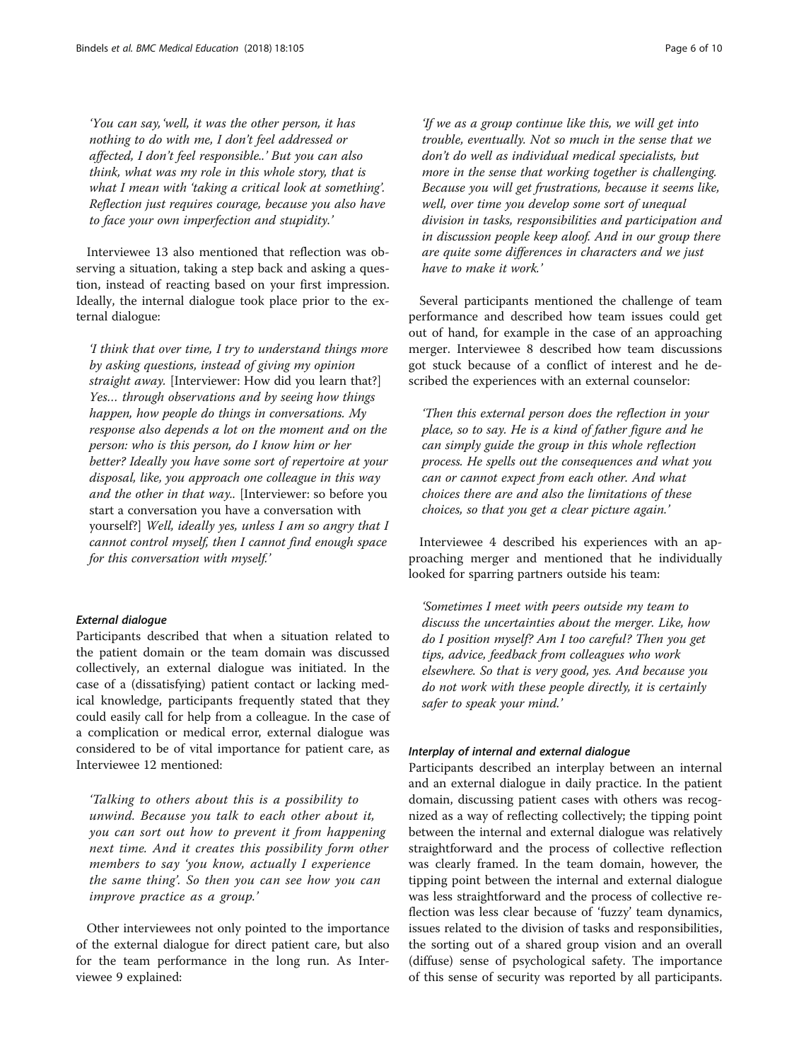*'You can say, 'well, it was the other person, it has nothing to do with me, I don't feel addressed or affected, I don't feel responsible..' But you can also think, what was my role in this whole story, that is what I mean with 'taking a critical look at something'. Reflection just requires courage, because you also have to face your own imperfection and stupidity.'*

Interviewee 13 also mentioned that reflection was observing a situation, taking a step back and asking a question, instead of reacting based on your first impression. Ideally, the internal dialogue took place prior to the external dialogue:

*'I think that over time, I try to understand things more by asking questions, instead of giving my opinion straight away.* [Interviewer: How did you learn that?] *Yes… through observations and by seeing how things happen, how people do things in conversations. My response also depends a lot on the moment and on the person: who is this person, do I know him or her better? Ideally you have some sort of repertoire at your disposal, like, you approach one colleague in this way and the other in that way..* [Interviewer: so before you start a conversation you have a conversation with yourself?] *Well, ideally yes, unless I am so angry that I cannot control myself, then I cannot find enough space for this conversation with myself.'*

#### External dialogue

Participants described that when a situation related to the patient domain or the team domain was discussed collectively, an external dialogue was initiated. In the case of a (dissatisfying) patient contact or lacking medical knowledge, participants frequently stated that they could easily call for help from a colleague. In the case of a complication or medical error, external dialogue was considered to be of vital importance for patient care, as Interviewee 12 mentioned:

*'Talking to others about this is a possibility to unwind. Because you talk to each other about it, you can sort out how to prevent it from happening next time. And it creates this possibility form other members to say 'you know, actually I experience the same thing'. So then you can see how you can improve practice as a group.'*

Other interviewees not only pointed to the importance of the external dialogue for direct patient care, but also for the team performance in the long run. As Interviewee 9 explained:

*'If we as a group continue like this, we will get into trouble, eventually. Not so much in the sense that we don't do well as individual medical specialists, but more in the sense that working together is challenging. Because you will get frustrations, because it seems like, well, over time you develop some sort of unequal division in tasks, responsibilities and participation and in discussion people keep aloof. And in our group there are quite some differences in characters and we just have to make it work.'*

Several participants mentioned the challenge of team performance and described how team issues could get out of hand, for example in the case of an approaching merger. Interviewee 8 described how team discussions got stuck because of a conflict of interest and he described the experiences with an external counselor:

*'Then this external person does the reflection in your place, so to say. He is a kind of father figure and he can simply guide the group in this whole reflection process. He spells out the consequences and what you can or cannot expect from each other. And what choices there are and also the limitations of these choices, so that you get a clear picture again.'*

Interviewee 4 described his experiences with an approaching merger and mentioned that he individually looked for sparring partners outside his team:

*'Sometimes I meet with peers outside my team to discuss the uncertainties about the merger. Like, how do I position myself? Am I too careful? Then you get tips, advice, feedback from colleagues who work elsewhere. So that is very good, yes. And because you do not work with these people directly, it is certainly safer to speak your mind.'*

#### Interplay of internal and external dialogue

Participants described an interplay between an internal and an external dialogue in daily practice. In the patient domain, discussing patient cases with others was recognized as a way of reflecting collectively; the tipping point between the internal and external dialogue was relatively straightforward and the process of collective reflection was clearly framed. In the team domain, however, the tipping point between the internal and external dialogue was less straightforward and the process of collective reflection was less clear because of 'fuzzy' team dynamics, issues related to the division of tasks and responsibilities, the sorting out of a shared group vision and an overall (diffuse) sense of psychological safety. The importance of this sense of security was reported by all participants.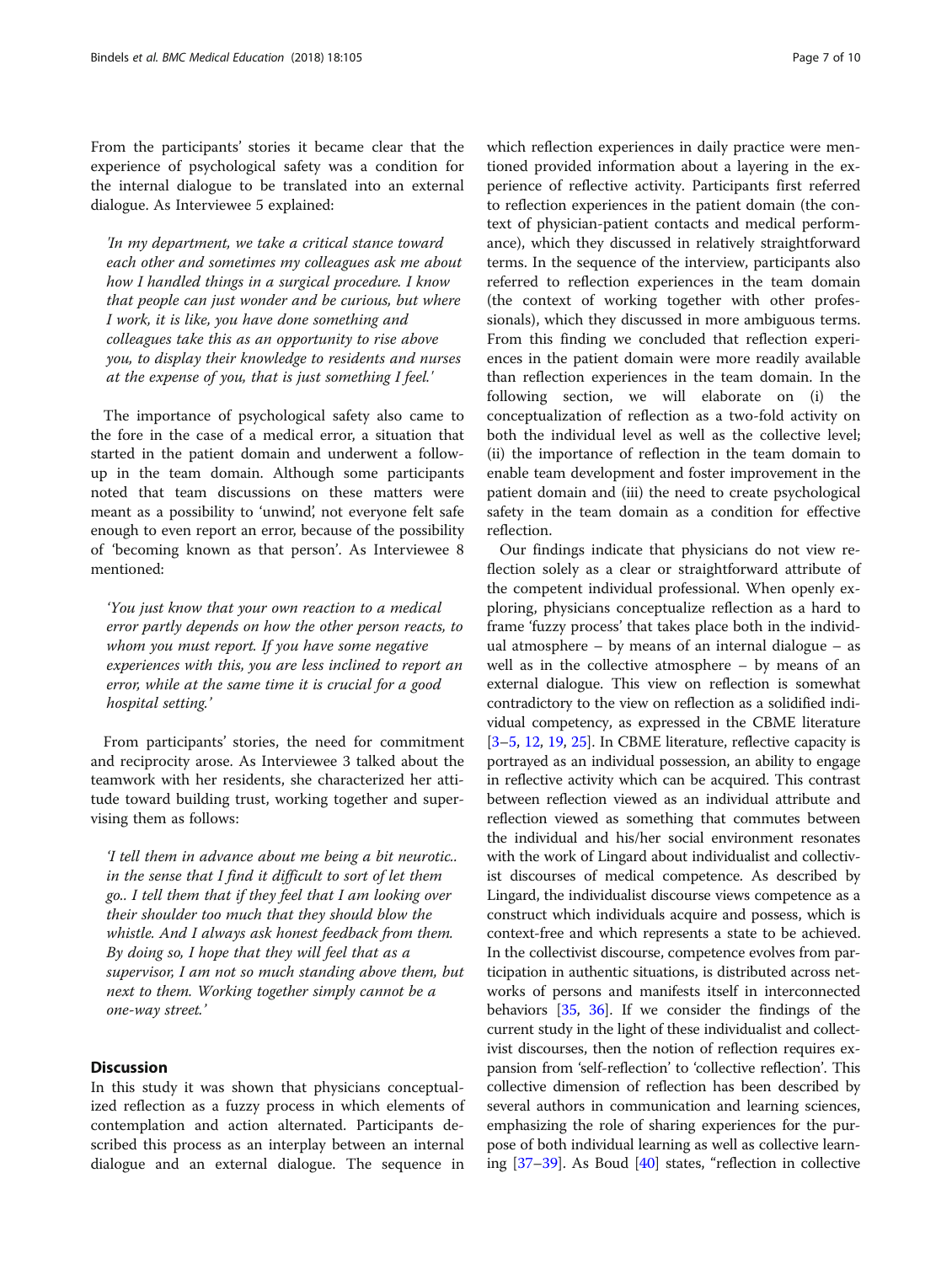From the participants' stories it became clear that the experience of psychological safety was a condition for the internal dialogue to be translated into an external dialogue. As Interviewee 5 explained:

> *'In my department, we take a critical stance toward each other and sometimes my colleagues ask me about how I handled things in a surgical procedure. I know that people can just wonder and be curious, but where I work, it is like, you have done something and colleagues take this as an opportunity to rise above you, to display their knowledge to residents and nurses at the expense of you, that is just something I feel.'*

The importance of psychological safety also came to the fore in the case of a medical error, a situation that started in the patient domain and underwent a follow-up in the team domain. Although some participants noted that team discussions on these matters were meant as a possibility to 'unwind', not everyone felt safe enough to even report an error, because of the possibility of 'becoming known as that person'. As Interviewee 8 mentioned:

> *'You just know that your own reaction to a medical error partly depends on how the other person reacts, to whom you must report. If you have some negative experiences with this, you are less inclined to report an error, while at the same time it is crucial for a good hospital setting.'*

From participants' stories, the need for commitment and reciprocity arose. As Interviewee 3 talked about the teamwork with her residents, she characterized her attitude toward building trust, working together and supervising them as follows:

> *'I tell them in advance about me being a bit neurotic.. in the sense that I find it difficult to sort of let them go.. I tell them that if they feel that I am looking over their shoulder too much that they should blow the whistle. And I always ask honest feedback from them. By doing so, I hope that they will feel that as a supervisor, I am not so much standing above them, but next to them. Working together simply cannot be a one-way street.'*

## Discussion

In this study it was shown that physicians conceptualized reflection as a fuzzy process in which elements of contemplation and action alternated. Participants described this process as an interplay between an internal dialogue and an external dialogue. The sequence in which reflection experiences in daily practice were mentioned provided information about a layering in the experience of reflective activity. Participants first referred to reflection experiences in the patient domain (the context of physician-patient contacts and medical performance), which they discussed in relatively straightforward terms. In the sequence of the interview, participants also referred to reflection experiences in the team domain (the context of working together with other professionals), which they discussed in more ambiguous terms. From this finding we concluded that reflection experiences in the patient domain were more readily available than reflection experiences in the team domain. In the following section, we will elaborate on (i) the conceptualization of reflection as a two-fold activity on both the individual level as well as the collective level; (ii) the importance of reflection in the team domain to enable team development and foster improvement in the patient domain and (iii) the need to create psychological safety in the team domain as a condition for effective reflection.

Our findings indicate that physicians do not view reflection solely as a clear or straightforward attribute of the competent individual professional. When openly exploring, physicians conceptualize reflection as a hard to frame 'fuzzy process' that takes place both in the individual atmosphere – by means of an internal dialogue – as well as in the collective atmosphere – by means of an external dialogue. This view on reflection is somewhat contradictory to the view on reflection as a solidified individual competency, as expressed in the CBME literature [3–5, 12, 19, 25]. In CBME literature, reflective capacity is portrayed as an individual possession, an ability to engage in reflective activity which can be acquired. This contrast between reflection viewed as an individual attribute and reflection viewed as something that commutes between the individual and his/her social environment resonates with the work of Lingard about individualist and collectivist discourses of medical competence. As described by Lingard, the individualist discourse views competence as a construct which individuals acquire and possess, which is context-free and which represents a state to be achieved. In the collectivist discourse, competence evolves from participation in authentic situations, is distributed across networks of persons and manifests itself in interconnected behaviors [35, 36]. If we consider the findings of the current study in the light of these individualist and collectivist discourses, then the notion of reflection requires expansion from 'self-reflection' to 'collective reflection'. This collective dimension of reflection has been described by several authors in communication and learning sciences, emphasizing the role of sharing experiences for the purpose of both individual learning as well as collective learning [37–39]. As Boud [40] states, "reflection in collective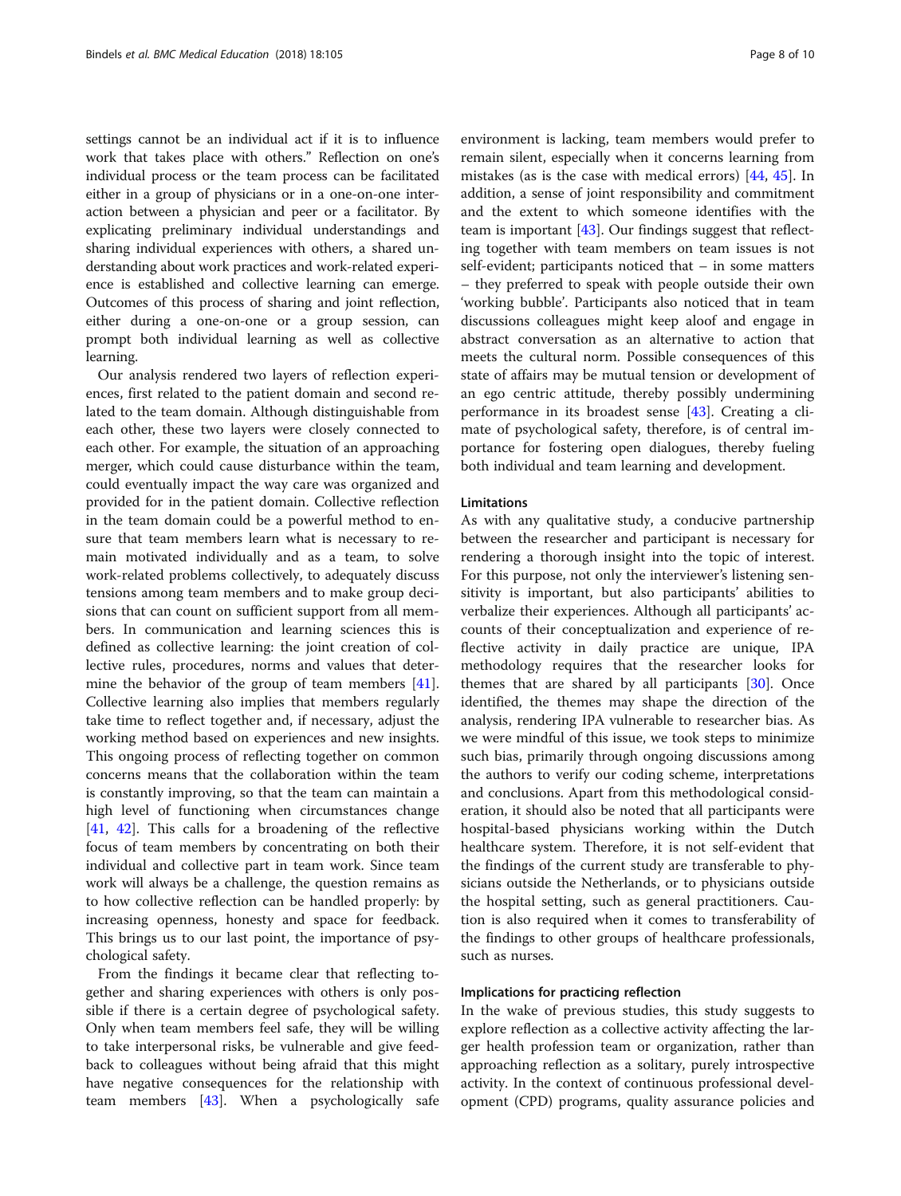settings cannot be an individual act if it is to influence work that takes place with others." Reflection on one's individual process or the team process can be facilitated either in a group of physicians or in a one-on-one interaction between a physician and peer or a facilitator. By explicating preliminary individual understandings and sharing individual experiences with others, a shared understanding about work practices and work-related experience is established and collective learning can emerge. Outcomes of this process of sharing and joint reflection, either during a one-on-one or a group session, can prompt both individual learning as well as collective learning.

Our analysis rendered two layers of reflection experiences, first related to the patient domain and second related to the team domain. Although distinguishable from each other, these two layers were closely connected to each other. For example, the situation of an approaching merger, which could cause disturbance within the team, could eventually impact the way care was organized and provided for in the patient domain. Collective reflection in the team domain could be a powerful method to ensure that team members learn what is necessary to remain motivated individually and as a team, to solve work-related problems collectively, to adequately discuss tensions among team members and to make group decisions that can count on sufficient support from all members. In communication and learning sciences this is defined as collective learning: the joint creation of collective rules, procedures, norms and values that determine the behavior of the group of team members [41]. Collective learning also implies that members regularly take time to reflect together and, if necessary, adjust the working method based on experiences and new insights. This ongoing process of reflecting together on common concerns means that the collaboration within the team is constantly improving, so that the team can maintain a high level of functioning when circumstances change [41, 42]. This calls for a broadening of the reflective focus of team members by concentrating on both their individual and collective part in team work. Since team work will always be a challenge, the question remains as to how collective reflection can be handled properly: by increasing openness, honesty and space for feedback. This brings us to our last point, the importance of psychological safety.

From the findings it became clear that reflecting together and sharing experiences with others is only possible if there is a certain degree of psychological safety. Only when team members feel safe, they will be willing to take interpersonal risks, be vulnerable and give feedback to colleagues without being afraid that this might have negative consequences for the relationship with team members [43]. When a psychologically safe environment is lacking, team members would prefer to remain silent, especially when it concerns learning from mistakes (as is the case with medical errors) [44, 45]. In addition, a sense of joint responsibility and commitment and the extent to which someone identifies with the team is important [43]. Our findings suggest that reflecting together with team members on team issues is not self-evident; participants noticed that – in some matters – they preferred to speak with people outside their own 'working bubble'. Participants also noticed that in team discussions colleagues might keep aloof and engage in abstract conversation as an alternative to action that meets the cultural norm. Possible consequences of this state of affairs may be mutual tension or development of an ego centric attitude, thereby possibly undermining performance in its broadest sense [43]. Creating a climate of psychological safety, therefore, is of central importance for fostering open dialogues, thereby fueling both individual and team learning and development.

### Limitations

As with any qualitative study, a conducive partnership between the researcher and participant is necessary for rendering a thorough insight into the topic of interest. For this purpose, not only the interviewer's listening sensitivity is important, but also participants' abilities to verbalize their experiences. Although all participants' accounts of their conceptualization and experience of reflective activity in daily practice are unique, IPA methodology requires that the researcher looks for themes that are shared by all participants [30]. Once identified, the themes may shape the direction of the analysis, rendering IPA vulnerable to researcher bias. As we were mindful of this issue, we took steps to minimize such bias, primarily through ongoing discussions among the authors to verify our coding scheme, interpretations and conclusions. Apart from this methodological consideration, it should also be noted that all participants were hospital-based physicians working within the Dutch healthcare system. Therefore, it is not self-evident that the findings of the current study are transferable to physicians outside the Netherlands, or to physicians outside the hospital setting, such as general practitioners. Caution is also required when it comes to transferability of the findings to other groups of healthcare professionals, such as nurses.

### Implications for practicing reflection

In the wake of previous studies, this study suggests to explore reflection as a collective activity affecting the larger health profession team or organization, rather than approaching reflection as a solitary, purely introspective activity. In the context of continuous professional development (CPD) programs, quality assurance policies and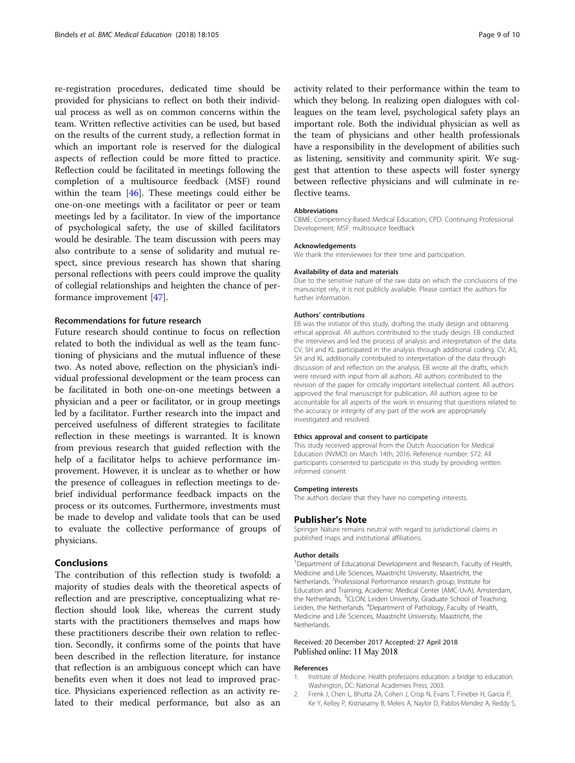re-registration procedures, dedicated time should be provided for physicians to reflect on both their individual process as well as on common concerns within the team. Written reflective activities can be used, but based on the results of the current study, a reflection format in which an important role is reserved for the dialogical aspects of reflection could be more fitted to practice. Reflection could be facilitated in meetings following the completion of a multisource feedback (MSF) round within the team [46]. These meetings could either be one-on-one meetings with a facilitator or peer or team meetings led by a facilitator. In view of the importance of psychological safety, the use of skilled facilitators would be desirable. The team discussion with peers may also contribute to a sense of solidarity and mutual respect, since previous research has shown that sharing personal reflections with peers could improve the quality of collegial relationships and heighten the chance of performance improvement [47].

### Recommendations for future research

Future research should continue to focus on reflection related to both the individual as well as the team functioning of physicians and the mutual influence of these two. As noted above, reflection on the physician's individual professional development or the team process can be facilitated in both one-on-one meetings between a physician and a peer or facilitator, or in group meetings led by a facilitator. Further research into the impact and perceived usefulness of different strategies to facilitate reflection in these meetings is warranted. It is known from previous research that guided reflection with the help of a facilitator helps to achieve performance improvement. However, it is unclear as to whether or how the presence of colleagues in reflection meetings to debrief individual performance feedback impacts on the process or its outcomes. Furthermore, investments must be made to develop and validate tools that can be used to evaluate the collective performance of groups of physicians.

## Conclusions

The contribution of this reflection study is twofold: a majority of studies deals with the theoretical aspects of reflection and are prescriptive, conceptualizing what reflection should look like, whereas the current study starts with the practitioners themselves and maps how these practitioners describe their own relation to reflection. Secondly, it confirms some of the points that have been described in the reflection literature, for instance that reflection is an ambiguous concept which can have benefits even when it does not lead to improved practice. Physicians experienced reflection as an activity related to their medical performance, but also as an activity related to their performance within the team to which they belong. In realizing open dialogues with colleagues on the team level, psychological safety plays an important role. Both the individual physician as well as the team of physicians and other health professionals have a responsibility in the development of abilities such as listening, sensitivity and community spirit. We suggest that attention to these aspects will foster synergy between reflective physicians and will culminate in reflective teams.

#### Abbreviations

CBME: Competency-Based Medical Education; CPD: Continuing Professional Development; MSF: multisource feedback

#### Acknowledgements

We thank the interviewees for their time and participation.

#### Availability of data and materials

Due to the sensitive nature of the raw data on which the conclusions of the manuscript rely, it is not publicly available. Please contact the authors for further information.

#### Authors' contributions

EB was the initiator of this study, drafting the study design and obtaining ethical approval. All authors contributed to the study design. EB conducted the interviews and led the process of analysis and interpretation of the data. CV, SH and KL participated in the analysis through additional coding. CV, AS, SH and KL additionally contributed to interpretation of the data through discussion of and reflection on the analysis. EB wrote all the drafts, which were revised with input from all authors. All authors contributed to the revision of the paper for critically important intellectual content. All authors approved the final manuscript for publication. All authors agree to be accountable for all aspects of the work in ensuring that questions related to the accuracy or integrity of any part of the work are appropriately investigated and resolved.

#### Ethics approval and consent to participate

This study received approval from the Dutch Association for Medical Education (NVMO) on March 14th, 2016. Reference number: 572. All participants consented to participate in this study by providing written informed consent.

#### Competing interests

The authors declare that they have no competing interests.

## Publisher's Note

Springer Nature remains neutral with regard to jurisdictional claims in published maps and institutional affiliations.

#### Author details

[1]Department of Educational Development and Research, Faculty of Health, Medicine and Life Sciences, Maastricht University, Maastricht, the Netherlands. [2]Professional Performance research group, Institute for Education and Training, Academic Medical Center (AMC-UvA), Amsterdam, the Netherlands. [3]ICLON, Leiden University, Graduate School of Teaching, Leiden, the Netherlands. [4]Department of Pathology, Faculty of Health, Medicine and Life Sciences, Maastricht University, Maastricht, the Netherlands.

Received: 20 December 2017 Accepted: 27 April 2018
Published online: 11 May 2018

#### References

1. Institute of Medicine. Health professions education: a bridge to education. Washington, DC: National Academies Press; 2003.
2. Frenk J, Chen L, Bhutta ZA, Cohen J, Crisp N, Evans T, Fineber H, Garcia P, Ke Y, Kelley P, Kistnasamy B, Meleis A, Naylor D, Pablos-Mendez A, Reddy S,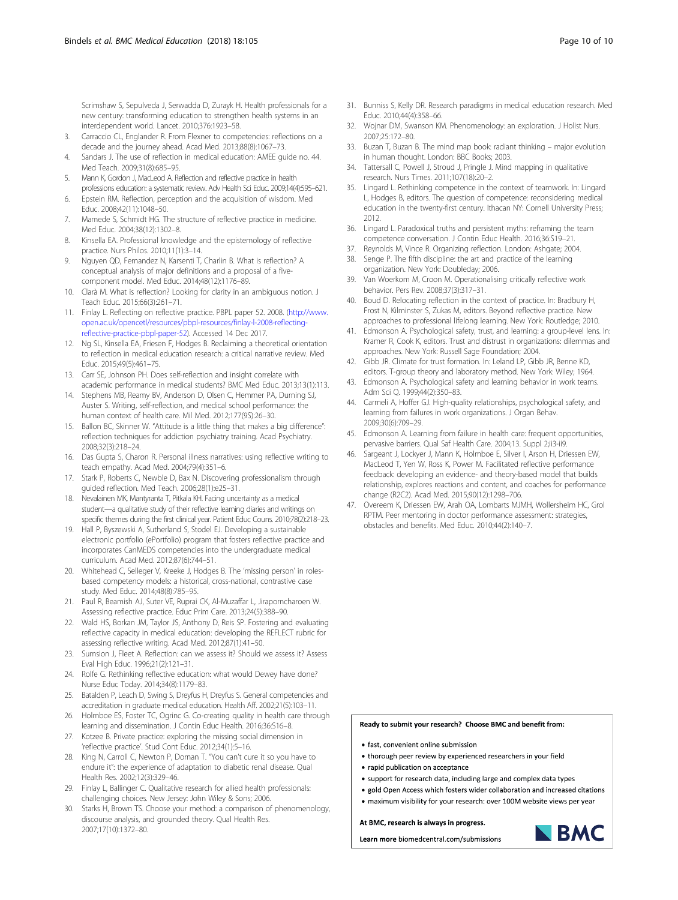Scrimshaw S, Sepulveda J, Serwadda D, Zurayk H. Health professionals for a new century: transforming education to strengthen health systems in an interdependent world. Lancet. 2010;376:1923–58.

3. Carraccio CL, Englander R. From Flexner to competencies: reflections on a decade and the journey ahead. Acad Med. 2013;88(8):1067–73.
4. Sandars J. The use of reflection in medical education: AMEE guide no. 44. Med Teach. 2009;31(8):685–95.
5. Mann K, Gordon J, MacLeod A. Reflection and reflective practice in health professions education: a systematic review. Adv Health Sci Educ. 2009;14(4):595–621.
6. Epstein RM. Reflection, perception and the acquisition of wisdom. Med Educ. 2008;42(11):1048–50.
7. Mamede S, Schmidt HG. The structure of reflective practice in medicine. Med Educ. 2004;38(12):1302–8.
8. Kinsella EA. Professional knowledge and the epistemology of reflective practice. Nurs Philos. 2010;11(1):3–14.
9. Nguyen QD, Fernandez N, Karsenti T, Charlin B. What is reflection? A conceptual analysis of major definitions and a proposal of a five-component model. Med Educ. 2014;48(12):1176–89.
10. Clarà M. What is reflection? Looking for clarity in an ambiguous notion. J Teach Educ. 2015;66(3):261–71.
11. Finlay L. Reflecting on reflective practice. PBPL paper 52. 2008. (http://www.open.ac.uk/opencetl/resources/pbpl-resources/finlay-l-2008-reflecting-reflective-practice-pbpl-paper-52). Accessed 14 Dec 2017.
12. Ng SL, Kinsella EA, Friesen F, Hodges B. Reclaiming a theoretical orientation to reflection in medical education research: a critical narrative review. Med Educ. 2015;49(5):461–75.
13. Carr SE, Johnson PH. Does self-reflection and insight correlate with academic performance in medical students? BMC Med Educ. 2013;13(1):113.
14. Stephens MB, Reamy BV, Anderson D, Olsen C, Hemmer PA, Durning SJ, Auster S. Writing, self-reflection, and medical school performance: the human context of health care. Mil Med. 2012;177(9S):26–30.
15. Ballon BC, Skinner W. "Attitude is a little thing that makes a big difference": reflection techniques for addiction psychiatry training. Acad Psychiatry. 2008;32(3):218–24.
16. Das Gupta S, Charon R. Personal illness narratives: using reflective writing to teach empathy. Acad Med. 2004;79(4):351–6.
17. Stark P, Roberts C, Newble D, Bax N. Discovering professionalism through guided reflection. Med Teach. 2006;28(1):e25–31.
18. Nevalainen MK, Mantyranta T, Pitkala KH. Facing uncertainty as a medical student—a qualitative study of their reflective learning diaries and writings on specific themes during the first clinical year. Patient Educ Couns. 2010;78(2):218–23.
19. Hall P, Byszewski A, Sutherland S, Stodel EJ. Developing a sustainable electronic portfolio (ePortfolio) program that fosters reflective practice and incorporates CanMEDS competencies into the undergraduate medical curriculum. Acad Med. 2012;87(6):744–51.
20. Whitehead C, Selleger V, Kreeke J, Hodges B. The 'missing person' in roles-based competency models: a historical, cross-national, contrastive case study. Med Educ. 2014;48(8):785–95.
21. Paul R, Beamish AJ, Suter VE, Ruprai CK, Al-Muzaffar L, Jiraporncharoen W. Assessing reflective practice. Educ Prim Care. 2013;24(5):388–90.
22. Wald HS, Borkan JM, Taylor JS, Anthony D, Reis SP. Fostering and evaluating reflective capacity in medical education: developing the REFLECT rubric for assessing reflective writing. Acad Med. 2012;87(1):41–50.
23. Sumsion J, Fleet A. Reflection: can we assess it? Should we assess it? Assess Eval High Educ. 1996;21(2):121–31.
24. Rolfe G. Rethinking reflective education: what would Dewey have done? Nurse Educ Today. 2014;34(8):1179–83.
25. Batalden P, Leach D, Swing S, Dreyfus H, Dreyfus S. General competencies and accreditation in graduate medical education. Health Aff. 2002;21(5):103–11.
26. Holmboe ES, Foster TC, Ogrinc G. Co-creating quality in health care through learning and dissemination. J Contin Educ Health. 2016;36:S16–8.
27. Kotzee B. Private practice: exploring the missing social dimension in 'reflective practice'. Stud Cont Educ. 2012;34(1):5–16.
28. King N, Carroll C, Newton P, Dornan T. "You can't cure it so you have to endure it": the experience of adaptation to diabetic renal disease. Qual Health Res. 2002;12(3):329–46.
29. Finlay L, Ballinger C. Qualitative research for allied health professionals: challenging choices. New Jersey: John Wiley & Sons; 2006.
30. Starks H, Brown TS. Choose your method: a comparison of phenomenology, discourse analysis, and grounded theory. Qual Health Res. 2007;17(10):1372–80.
31. Bunniss S, Kelly DR. Research paradigms in medical education research. Med Educ. 2010;44(4):358–66.
32. Wojnar DM, Swanson KM. Phenomenology: an exploration. J Holist Nurs. 2007;25:172–80.
33. Buzan T, Buzan B. The mind map book: radiant thinking – major evolution in human thought. London: BBC Books; 2003.
34. Tattersall C, Powell J, Stroud J, Pringle J. Mind mapping in qualitative research. Nurs Times. 2011;107(18):20–2.
35. Lingard L. Rethinking competence in the context of teamwork. In: Lingard L, Hodges B, editors. The question of competence: reconsidering medical education in the twenty-first century. Ithacan NY: Cornell University Press; 2012.
36. Lingard L. Paradoxical truths and persistent myths: reframing the team competence conversation. J Contin Educ Health. 2016;36:S19–21.
37. Reynolds M, Vince R. Organizing reflection. London: Ashgate; 2004.
38. Senge P. The fifth discipline: the art and practice of the learning organization. New York: Doubleday; 2006.
39. Van Woerkom M, Croon M. Operationalising critically reflective work behavior. Pers Rev. 2008;37(3):317–31.
40. Boud D. Relocating reflection in the context of practice. In: Bradbury H, Frost N, Kilminster S, Zukas M, editors. Beyond reflective practice. New approaches to professional lifelong learning. New York: Routledge; 2010.
41. Edmondson A. Psychological safety, trust, and learning: a group-level lens. In: Kramer R, Cook K, editors. Trust and distrust in organizations: dilemmas and approaches. New York: Russell Sage Foundation; 2004.
42. Gibb JR. Climate for trust formation. In: Leland LP, Gibb JR, Benne KD, editors. T-group theory and laboratory method. New York: Wiley; 1964.
43. Edmondson A. Psychological safety and learning behavior in work teams. Adm Sci Q. 1999;44(2):350–83.
44. Carmeli A, Hoffer GJ. High-quality relationships, psychological safety, and learning from failures in work organizations. J Organ Behav. 2009;30(6):709–29.
45. Edmondson A. Learning from failure in health care: frequent opportunities, pervasive barriers. Qual Saf Health Care. 2004;13. Suppl 2:ii3-ii9.
46. Sargeant J, Lockyer J, Mann K, Holmboe E, Silver I, Arson H, Driessen EW, MacLeod T, Yen W, Ross K, Power M. Facilitated reflective performance feedback: developing an evidence- and theory-based model that builds relationship, explores reactions and content, and coaches for performance change (R2C2). Acad Med. 2015;90(12):1298–706.
47. Overeem K, Driessen EW, Arah OA, Lombarts MJMH, Wollersheim HC, Grol RPTM. Peer mentoring in doctor performance assessment: strategies, obstacles and benefits. Med Educ. 2010;44(2):140–7.

**Ready to submit your research? Choose BMC and benefit from:**

- fast, convenient online submission
- thorough peer review by experienced researchers in your field
- rapid publication on acceptance
- support for research data, including large and complex data types
- gold Open Access which fosters wider collaboration and increased citations
- maximum visibility for your research: over 100M website views per year

**At BMC, research is always in progress.**

**Learn more** biomedcentral.com/submissions

BMC